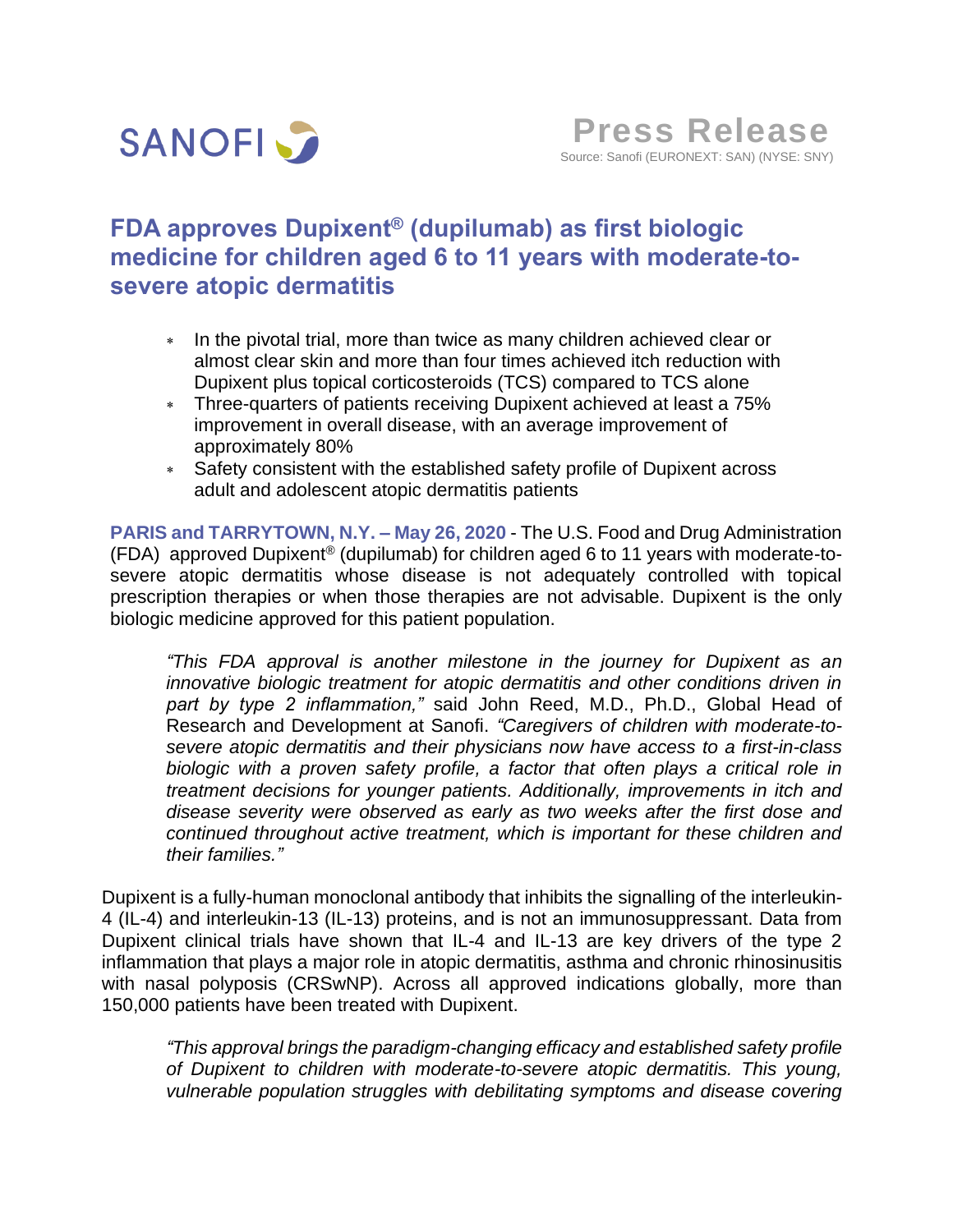SANOFI

**Press Release**

Source: Sanofi (EURONEXT: SAN) (NYSE: SNY)

# FDA approves Dupixent® (dupilumab) as first biologic medicine for children aged 6 to 11 years with moderate-to-severe atopic dermatitis

- In the pivotal trial, more than twice as many children achieved clear or almost clear skin and more than four times achieved itch reduction with Dupixent plus topical corticosteroids (TCS) compared to TCS alone
- Three-quarters of patients receiving Dupixent achieved at least a 75% improvement in overall disease, with an average improvement of approximately 80%
- Safety consistent with the established safety profile of Dupixent across adult and adolescent atopic dermatitis patients

**PARIS and TARRYTOWN, N.Y. – May 26, 2020** - The U.S. Food and Drug Administration (FDA) approved Dupixent® (dupilumab) for children aged 6 to 11 years with moderate-to-severe atopic dermatitis whose disease is not adequately controlled with topical prescription therapies or when those therapies are not advisable. Dupixent is the only biologic medicine approved for this patient population.

> *"This FDA approval is another milestone in the journey for Dupixent as an innovative biologic treatment for atopic dermatitis and other conditions driven in part by type 2 inflammation,"* said John Reed, M.D., Ph.D., Global Head of Research and Development at Sanofi. *"Caregivers of children with moderate-to-severe atopic dermatitis and their physicians now have access to a first-in-class biologic with a proven safety profile, a factor that often plays a critical role in treatment decisions for younger patients. Additionally, improvements in itch and disease severity were observed as early as two weeks after the first dose and continued throughout active treatment, which is important for these children and their families."*

Dupixent is a fully-human monoclonal antibody that inhibits the signalling of the interleukin-4 (IL-4) and interleukin-13 (IL-13) proteins, and is not an immunosuppressant. Data from Dupixent clinical trials have shown that IL-4 and IL-13 are key drivers of the type 2 inflammation that plays a major role in atopic dermatitis, asthma and chronic rhinosinusitis with nasal polyposis (CRSwNP). Across all approved indications globally, more than 150,000 patients have been treated with Dupixent.

> *"This approval brings the paradigm-changing efficacy and established safety profile of Dupixent to children with moderate-to-severe atopic dermatitis. This young, vulnerable population struggles with debilitating symptoms and disease covering*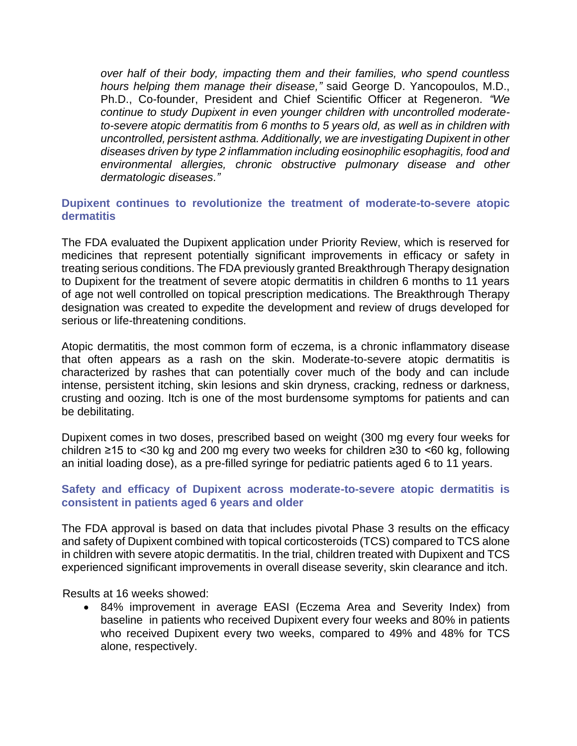*over half of their body, impacting them and their families, who spend countless hours helping them manage their disease,"* said George D. Yancopoulos, M.D., Ph.D., Co-founder, President and Chief Scientific Officer at Regeneron. *"We continue to study Dupixent in even younger children with uncontrolled moderate-to-severe atopic dermatitis from 6 months to 5 years old, as well as in children with uncontrolled, persistent asthma. Additionally, we are investigating Dupixent in other diseases driven by type 2 inflammation including eosinophilic esophagitis, food and environmental allergies, chronic obstructive pulmonary disease and other dermatologic diseases."*

## Dupixent continues to revolutionize the treatment of moderate-to-severe atopic dermatitis

The FDA evaluated the Dupixent application under Priority Review, which is reserved for medicines that represent potentially significant improvements in efficacy or safety in treating serious conditions. The FDA previously granted Breakthrough Therapy designation to Dupixent for the treatment of severe atopic dermatitis in children 6 months to 11 years of age not well controlled on topical prescription medications. The Breakthrough Therapy designation was created to expedite the development and review of drugs developed for serious or life-threatening conditions.

Atopic dermatitis, the most common form of eczema, is a chronic inflammatory disease that often appears as a rash on the skin. Moderate-to-severe atopic dermatitis is characterized by rashes that can potentially cover much of the body and can include intense, persistent itching, skin lesions and skin dryness, cracking, redness or darkness, crusting and oozing. Itch is one of the most burdensome symptoms for patients and can be debilitating.

Dupixent comes in two doses, prescribed based on weight (300 mg every four weeks for children ≥15 to <30 kg and 200 mg every two weeks for children ≥30 to <60 kg, following an initial loading dose), as a pre-filled syringe for pediatric patients aged 6 to 11 years.

## Safety and efficacy of Dupixent across moderate-to-severe atopic dermatitis is consistent in patients aged 6 years and older

The FDA approval is based on data that includes pivotal Phase 3 results on the efficacy and safety of Dupixent combined with topical corticosteroids (TCS) compared to TCS alone in children with severe atopic dermatitis. In the trial, children treated with Dupixent and TCS experienced significant improvements in overall disease severity, skin clearance and itch.

Results at 16 weeks showed:

- 84% improvement in average EASI (Eczema Area and Severity Index) from baseline in patients who received Dupixent every four weeks and 80% in patients who received Dupixent every two weeks, compared to 49% and 48% for TCS alone, respectively.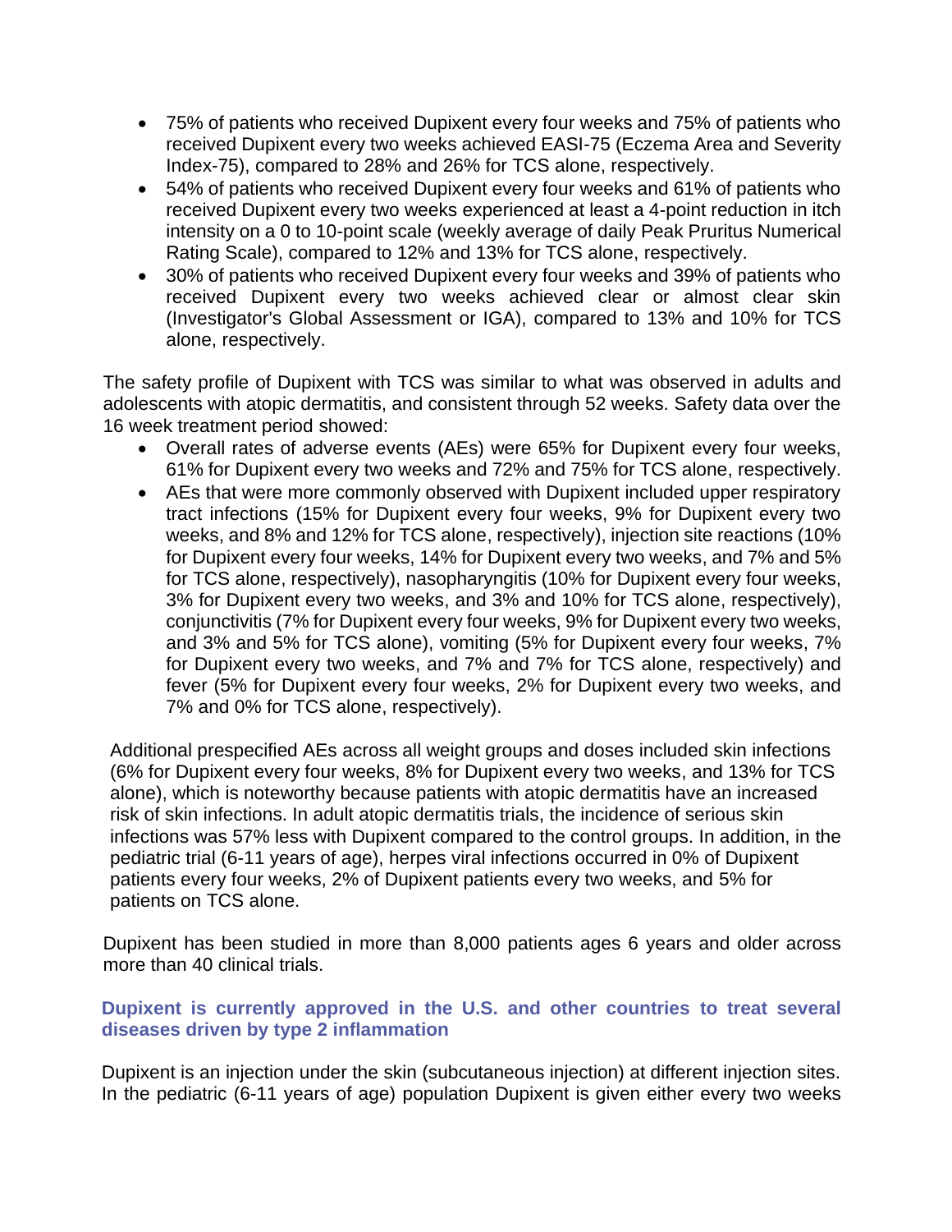- 75% of patients who received Dupixent every four weeks and 75% of patients who received Dupixent every two weeks achieved EASI-75 (Eczema Area and Severity Index-75), compared to 28% and 26% for TCS alone, respectively.
- 54% of patients who received Dupixent every four weeks and 61% of patients who received Dupixent every two weeks experienced at least a 4-point reduction in itch intensity on a 0 to 10-point scale (weekly average of daily Peak Pruritus Numerical Rating Scale), compared to 12% and 13% for TCS alone, respectively.
- 30% of patients who received Dupixent every four weeks and 39% of patients who received Dupixent every two weeks achieved clear or almost clear skin (Investigator's Global Assessment or IGA), compared to 13% and 10% for TCS alone, respectively.

The safety profile of Dupixent with TCS was similar to what was observed in adults and adolescents with atopic dermatitis, and consistent through 52 weeks. Safety data over the 16 week treatment period showed:

- Overall rates of adverse events (AEs) were 65% for Dupixent every four weeks, 61% for Dupixent every two weeks and 72% and 75% for TCS alone, respectively.
- AEs that were more commonly observed with Dupixent included upper respiratory tract infections (15% for Dupixent every four weeks, 9% for Dupixent every two weeks, and 8% and 12% for TCS alone, respectively), injection site reactions (10% for Dupixent every four weeks, 14% for Dupixent every two weeks, and 7% and 5% for TCS alone, respectively), nasopharyngitis (10% for Dupixent every four weeks, 3% for Dupixent every two weeks, and 3% and 10% for TCS alone, respectively), conjunctivitis (7% for Dupixent every four weeks, 9% for Dupixent every two weeks, and 3% and 5% for TCS alone), vomiting (5% for Dupixent every four weeks, 7% for Dupixent every two weeks, and 7% and 7% for TCS alone, respectively) and fever (5% for Dupixent every four weeks, 2% for Dupixent every two weeks, and 7% and 0% for TCS alone, respectively).

Additional prespecified AEs across all weight groups and doses included skin infections (6% for Dupixent every four weeks, 8% for Dupixent every two weeks, and 13% for TCS alone), which is noteworthy because patients with atopic dermatitis have an increased risk of skin infections. In adult atopic dermatitis trials, the incidence of serious skin infections was 57% less with Dupixent compared to the control groups. In addition, in the pediatric trial (6-11 years of age), herpes viral infections occurred in 0% of Dupixent patients every four weeks, 2% of Dupixent patients every two weeks, and 5% for patients on TCS alone.

Dupixent has been studied in more than 8,000 patients ages 6 years and older across more than 40 clinical trials.

## Dupixent is currently approved in the U.S. and other countries to treat several diseases driven by type 2 inflammation

Dupixent is an injection under the skin (subcutaneous injection) at different injection sites. In the pediatric (6-11 years of age) population Dupixent is given either every two weeks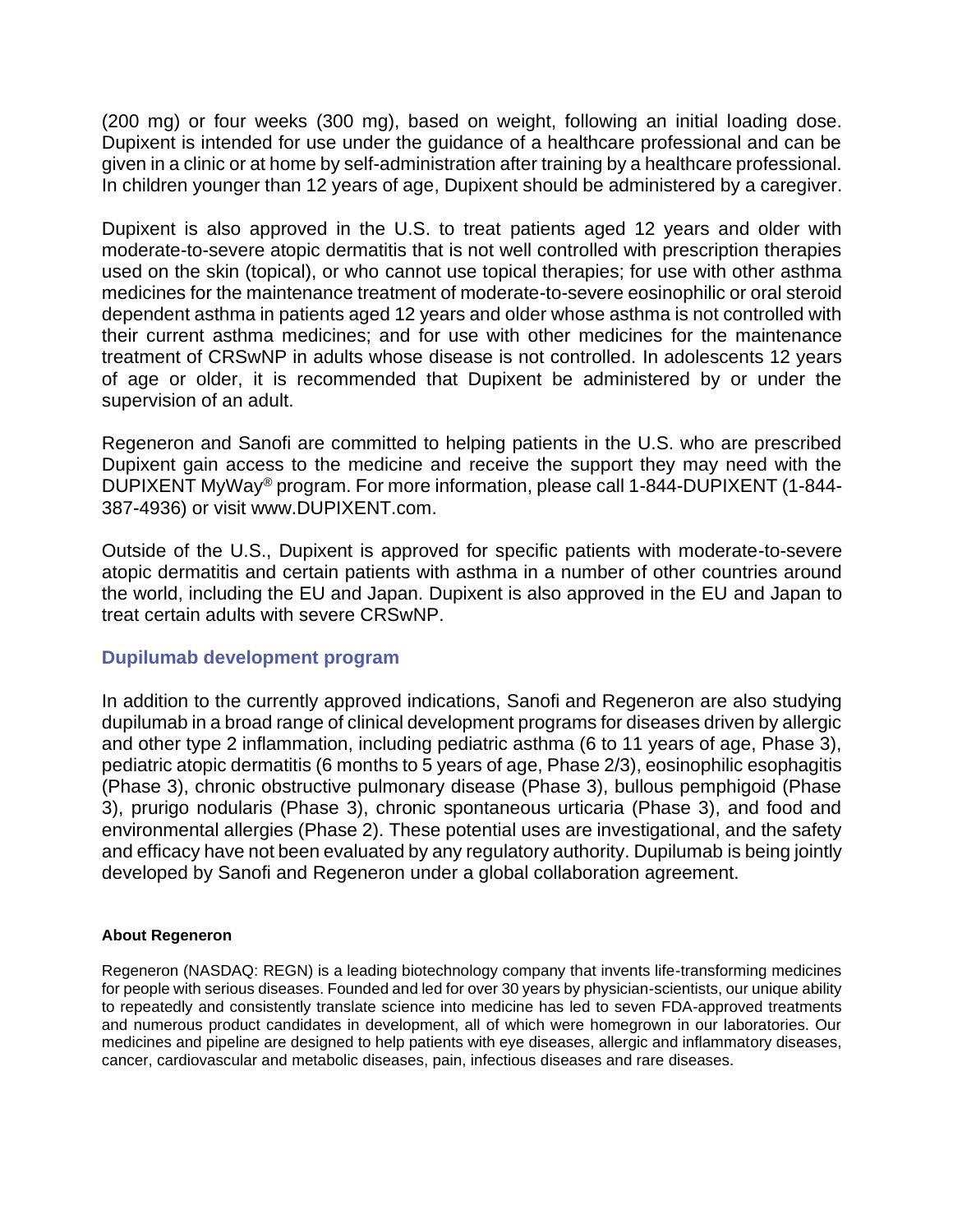(200 mg) or four weeks (300 mg), based on weight, following an initial loading dose. Dupixent is intended for use under the guidance of a healthcare professional and can be given in a clinic or at home by self-administration after training by a healthcare professional. In children younger than 12 years of age, Dupixent should be administered by a caregiver.

Dupixent is also approved in the U.S. to treat patients aged 12 years and older with moderate-to-severe atopic dermatitis that is not well controlled with prescription therapies used on the skin (topical), or who cannot use topical therapies; for use with other asthma medicines for the maintenance treatment of moderate-to-severe eosinophilic or oral steroid dependent asthma in patients aged 12 years and older whose asthma is not controlled with their current asthma medicines; and for use with other medicines for the maintenance treatment of CRSwNP in adults whose disease is not controlled. In adolescents 12 years of age or older, it is recommended that Dupixent be administered by or under the supervision of an adult.

Regeneron and Sanofi are committed to helping patients in the U.S. who are prescribed Dupixent gain access to the medicine and receive the support they may need with the DUPIXENT MyWay® program. For more information, please call 1-844-DUPIXENT (1-844-387-4936) or visit www.DUPIXENT.com.

Outside of the U.S., Dupixent is approved for specific patients with moderate-to-severe atopic dermatitis and certain patients with asthma in a number of other countries around the world, including the EU and Japan. Dupixent is also approved in the EU and Japan to treat certain adults with severe CRSwNP.

## Dupilumab development program

In addition to the currently approved indications, Sanofi and Regeneron are also studying dupilumab in a broad range of clinical development programs for diseases driven by allergic and other type 2 inflammation, including pediatric asthma (6 to 11 years of age, Phase 3), pediatric atopic dermatitis (6 months to 5 years of age, Phase 2/3), eosinophilic esophagitis (Phase 3), chronic obstructive pulmonary disease (Phase 3), bullous pemphigoid (Phase 3), prurigo nodularis (Phase 3), chronic spontaneous urticaria (Phase 3), and food and environmental allergies (Phase 2). These potential uses are investigational, and the safety and efficacy have not been evaluated by any regulatory authority. Dupilumab is being jointly developed by Sanofi and Regeneron under a global collaboration agreement.

### About Regeneron

Regeneron (NASDAQ: REGN) is a leading biotechnology company that invents life-transforming medicines for people with serious diseases. Founded and led for over 30 years by physician-scientists, our unique ability to repeatedly and consistently translate science into medicine has led to seven FDA-approved treatments and numerous product candidates in development, all of which were homegrown in our laboratories. Our medicines and pipeline are designed to help patients with eye diseases, allergic and inflammatory diseases, cancer, cardiovascular and metabolic diseases, pain, infectious diseases and rare diseases.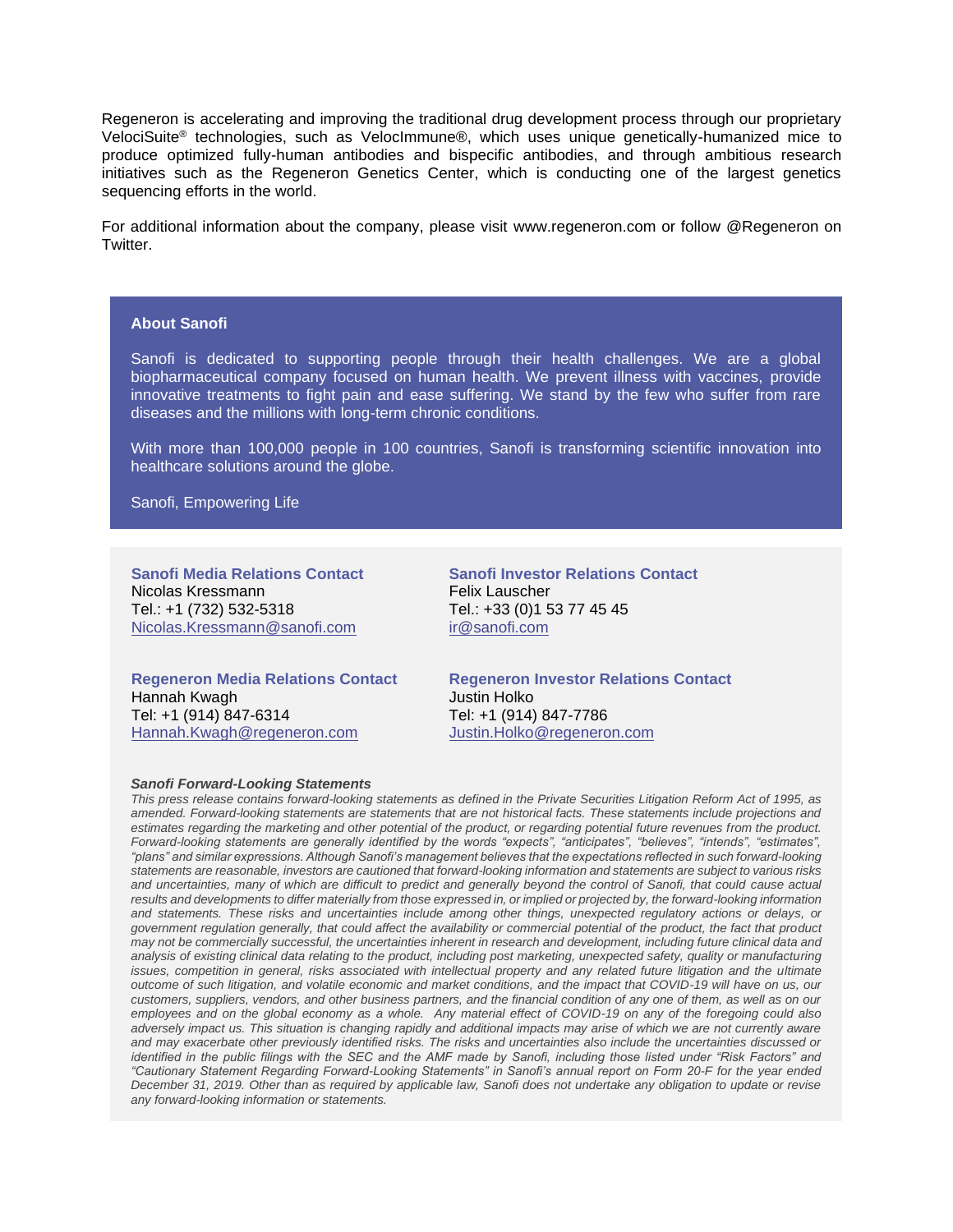Regeneron is accelerating and improving the traditional drug development process through our proprietary VelociSuite® technologies, such as VelocImmune®, which uses unique genetically-humanized mice to produce optimized fully-human antibodies and bispecific antibodies, and through ambitious research initiatives such as the Regeneron Genetics Center, which is conducting one of the largest genetics sequencing efforts in the world.

For additional information about the company, please visit www.regeneron.com or follow @Regeneron on Twitter.

### About Sanofi

Sanofi is dedicated to supporting people through their health challenges. We are a global biopharmaceutical company focused on human health. We prevent illness with vaccines, provide innovative treatments to fight pain and ease suffering. We stand by the few who suffer from rare diseases and the millions with long-term chronic conditions.

With more than 100,000 people in 100 countries, Sanofi is transforming scientific innovation into healthcare solutions around the globe.

Sanofi, Empowering Life

**Sanofi Media Relations Contact**
Nicolas Kressmann
Tel.: +1 (732) 532-5318
Nicolas.Kressmann@sanofi.com

**Sanofi Investor Relations Contact**
Felix Lauscher
Tel.: +33 (0)1 53 77 45 45
ir@sanofi.com

**Regeneron Media Relations Contact**
Hannah Kwagh
Tel: +1 (914) 847-6314
Hannah.Kwagh@regeneron.com

**Regeneron Investor Relations Contact**
Justin Holko
Tel: +1 (914) 847-7786
Justin.Holko@regeneron.com

***Sanofi Forward-Looking Statements***

*This press release contains forward-looking statements as defined in the Private Securities Litigation Reform Act of 1995, as amended. Forward-looking statements are statements that are not historical facts. These statements include projections and estimates regarding the marketing and other potential of the product, or regarding potential future revenues from the product. Forward-looking statements are generally identified by the words "expects", "anticipates", "believes", "intends", "estimates", "plans" and similar expressions. Although Sanofi's management believes that the expectations reflected in such forward-looking statements are reasonable, investors are cautioned that forward-looking information and statements are subject to various risks and uncertainties, many of which are difficult to predict and generally beyond the control of Sanofi, that could cause actual results and developments to differ materially from those expressed in, or implied or projected by, the forward-looking information and statements. These risks and uncertainties include among other things, unexpected regulatory actions or delays, or government regulation generally, that could affect the availability or commercial potential of the product, the fact that product may not be commercially successful, the uncertainties inherent in research and development, including future clinical data and analysis of existing clinical data relating to the product, including post marketing, unexpected safety, quality or manufacturing issues, competition in general, risks associated with intellectual property and any related future litigation and the ultimate outcome of such litigation, and volatile economic and market conditions, and the impact that COVID-19 will have on us, our customers, suppliers, vendors, and other business partners, and the financial condition of any one of them, as well as on our employees and on the global economy as a whole. Any material effect of COVID-19 on any of the foregoing could also adversely impact us. This situation is changing rapidly and additional impacts may arise of which we are not currently aware and may exacerbate other previously identified risks. The risks and uncertainties also include the uncertainties discussed or identified in the public filings with the SEC and the AMF made by Sanofi, including those listed under "Risk Factors" and "Cautionary Statement Regarding Forward-Looking Statements" in Sanofi's annual report on Form 20-F for the year ended December 31, 2019. Other than as required by applicable law, Sanofi does not undertake any obligation to update or revise any forward-looking information or statements.*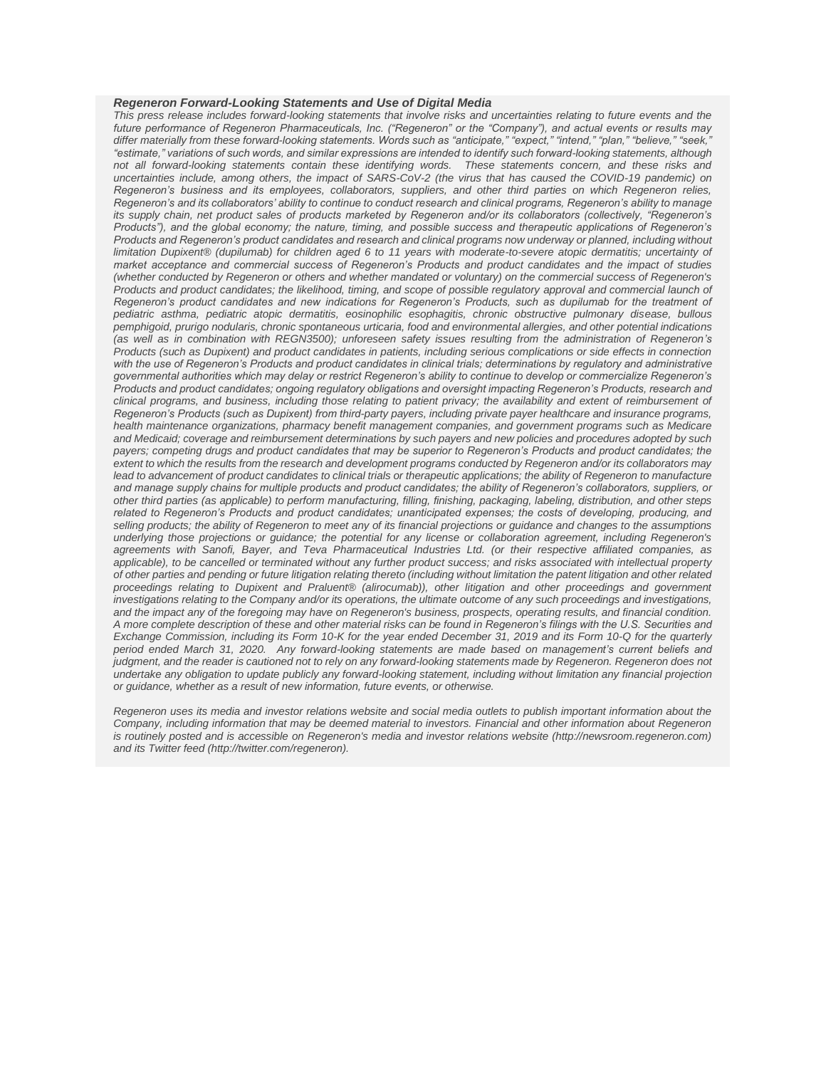***Regeneron Forward-Looking Statements and Use of Digital Media***

*This press release includes forward-looking statements that involve risks and uncertainties relating to future events and the future performance of Regeneron Pharmaceuticals, Inc. ("Regeneron" or the "Company"), and actual events or results may differ materially from these forward-looking statements. Words such as "anticipate," "expect," "intend," "plan," "believe," "seek," "estimate," variations of such words, and similar expressions are intended to identify such forward-looking statements, although not all forward-looking statements contain these identifying words. These statements concern, and these risks and uncertainties include, among others, the impact of SARS-CoV-2 (the virus that has caused the COVID-19 pandemic) on Regeneron's business and its employees, collaborators, suppliers, and other third parties on which Regeneron relies, Regeneron's and its collaborators' ability to continue to conduct research and clinical programs, Regeneron's ability to manage its supply chain, net product sales of products marketed by Regeneron and/or its collaborators (collectively, "Regeneron's Products"), and the global economy; the nature, timing, and possible success and therapeutic applications of Regeneron's Products and Regeneron's product candidates and research and clinical programs now underway or planned, including without limitation Dupixent® (dupilumab) for children aged 6 to 11 years with moderate-to-severe atopic dermatitis; uncertainty of market acceptance and commercial success of Regeneron's Products and product candidates and the impact of studies (whether conducted by Regeneron or others and whether mandated or voluntary) on the commercial success of Regeneron's Products and product candidates; the likelihood, timing, and scope of possible regulatory approval and commercial launch of Regeneron's product candidates and new indications for Regeneron's Products, such as dupilumab for the treatment of pediatric asthma, pediatric atopic dermatitis, eosinophilic esophagitis, chronic obstructive pulmonary disease, bullous pemphigoid, prurigo nodularis, chronic spontaneous urticaria, food and environmental allergies, and other potential indications (as well as in combination with REGN3500); unforeseen safety issues resulting from the administration of Regeneron's Products (such as Dupixent) and product candidates in patients, including serious complications or side effects in connection with the use of Regeneron's Products and product candidates in clinical trials; determinations by regulatory and administrative governmental authorities which may delay or restrict Regeneron's ability to continue to develop or commercialize Regeneron's Products and product candidates; ongoing regulatory obligations and oversight impacting Regeneron's Products, research and clinical programs, and business, including those relating to patient privacy; the availability and extent of reimbursement of Regeneron's Products (such as Dupixent) from third-party payers, including private payer healthcare and insurance programs, health maintenance organizations, pharmacy benefit management companies, and government programs such as Medicare and Medicaid; coverage and reimbursement determinations by such payers and new policies and procedures adopted by such payers; competing drugs and product candidates that may be superior to Regeneron's Products and product candidates; the extent to which the results from the research and development programs conducted by Regeneron and/or its collaborators may lead to advancement of product candidates to clinical trials or therapeutic applications; the ability of Regeneron to manufacture and manage supply chains for multiple products and product candidates; the ability of Regeneron's collaborators, suppliers, or other third parties (as applicable) to perform manufacturing, filling, finishing, packaging, labeling, distribution, and other steps related to Regeneron's Products and product candidates; unanticipated expenses; the costs of developing, producing, and selling products; the ability of Regeneron to meet any of its financial projections or guidance and changes to the assumptions underlying those projections or guidance; the potential for any license or collaboration agreement, including Regeneron's agreements with Sanofi, Bayer, and Teva Pharmaceutical Industries Ltd. (or their respective affiliated companies, as applicable), to be cancelled or terminated without any further product success; and risks associated with intellectual property of other parties and pending or future litigation relating thereto (including without limitation the patent litigation and other related proceedings relating to Dupixent and Praluent® (alirocumab)), other litigation and other proceedings and government investigations relating to the Company and/or its operations, the ultimate outcome of any such proceedings and investigations, and the impact any of the foregoing may have on Regeneron's business, prospects, operating results, and financial condition. A more complete description of these and other material risks can be found in Regeneron's filings with the U.S. Securities and Exchange Commission, including its Form 10-K for the year ended December 31, 2019 and its Form 10-Q for the quarterly period ended March 31, 2020. Any forward-looking statements are made based on management's current beliefs and judgment, and the reader is cautioned not to rely on any forward-looking statements made by Regeneron. Regeneron does not undertake any obligation to update publicly any forward-looking statement, including without limitation any financial projection or guidance, whether as a result of new information, future events, or otherwise.*

*Regeneron uses its media and investor relations website and social media outlets to publish important information about the Company, including information that may be deemed material to investors. Financial and other information about Regeneron is routinely posted and is accessible on Regeneron's media and investor relations website (http://newsroom.regeneron.com) and its Twitter feed (http://twitter.com/regeneron).*